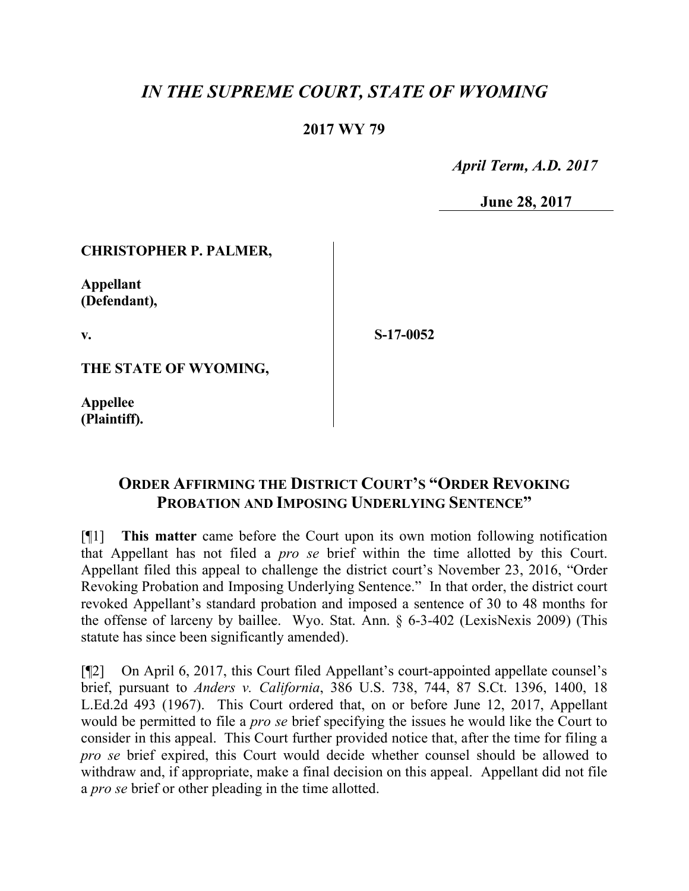# *IN THE SUPREME COURT, STATE OF WYOMING*

**2017 WY 79**

*April Term, A.D. 2017*

**June 28, 2017**

**CHRISTOPHER P. PALMER,**

**Appellant**
**(Defendant),**

**v.**

**S-17-0052**

**THE STATE OF WYOMING,**

**Appellee**
**(Plaintiff).**

## ORDER AFFIRMING THE DISTRICT COURT'S "ORDER REVOKING PROBATION AND IMPOSING UNDERLYING SENTENCE"

[¶1] **This matter** came before the Court upon its own motion following notification that Appellant has not filed a *pro se* brief within the time allotted by this Court. Appellant filed this appeal to challenge the district court's November 23, 2016, "Order Revoking Probation and Imposing Underlying Sentence." In that order, the district court revoked Appellant's standard probation and imposed a sentence of 30 to 48 months for the offense of larceny by baillee. Wyo. Stat. Ann. § 6-3-402 (LexisNexis 2009) (This statute has since been significantly amended).

[¶2] On April 6, 2017, this Court filed Appellant's court-appointed appellate counsel's brief, pursuant to *Anders v. California*, 386 U.S. 738, 744, 87 S.Ct. 1396, 1400, 18 L.Ed.2d 493 (1967). This Court ordered that, on or before June 12, 2017, Appellant would be permitted to file a *pro se* brief specifying the issues he would like the Court to consider in this appeal. This Court further provided notice that, after the time for filing a *pro se* brief expired, this Court would decide whether counsel should be allowed to withdraw and, if appropriate, make a final decision on this appeal. Appellant did not file a *pro se* brief or other pleading in the time allotted.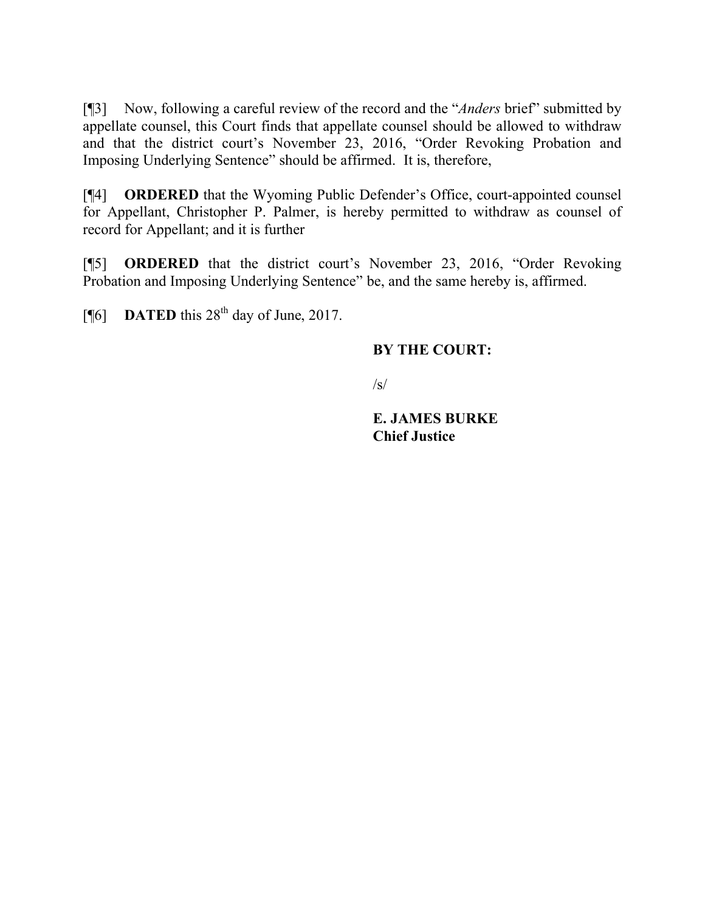[¶3] Now, following a careful review of the record and the "*Anders* brief" submitted by appellate counsel, this Court finds that appellate counsel should be allowed to withdraw and that the district court's November 23, 2016, "Order Revoking Probation and Imposing Underlying Sentence" should be affirmed. It is, therefore,

[¶4] **ORDERED** that the Wyoming Public Defender's Office, court-appointed counsel for Appellant, Christopher P. Palmer, is hereby permitted to withdraw as counsel of record for Appellant; and it is further

[¶5] **ORDERED** that the district court's November 23, 2016, "Order Revoking Probation and Imposing Underlying Sentence" be, and the same hereby is, affirmed.

[¶6] **DATED** this 28th day of June, 2017.

**BY THE COURT:**

/s/

**E. JAMES BURKE**
**Chief Justice**